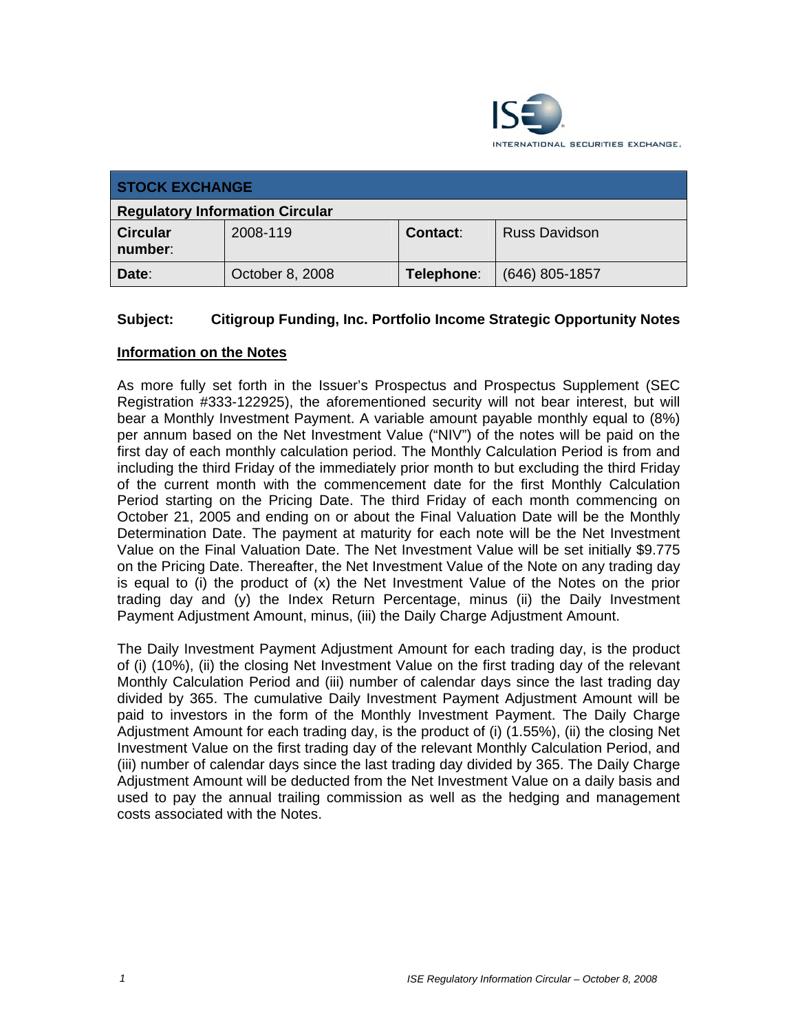INTERNATIONAL SECURITIES EXCHANGE.

| STOCK EXCHANGE | | | |
|---|---|---|---|
| **Regulatory Information Circular** | | | |
| **Circular number**: | 2008-119 | **Contact**: | Russ Davidson |
| **Date**: | October 8, 2008 | **Telephone**: | (646) 805-1857 |

**Subject: Citigroup Funding, Inc. Portfolio Income Strategic Opportunity Notes**

## Information on the Notes

As more fully set forth in the Issuer's Prospectus and Prospectus Supplement (SEC Registration #333-122925), the aforementioned security will not bear interest, but will bear a Monthly Investment Payment. A variable amount payable monthly equal to (8%) per annum based on the Net Investment Value ("NIV") of the notes will be paid on the first day of each monthly calculation period. The Monthly Calculation Period is from and including the third Friday of the immediately prior month to but excluding the third Friday of the current month with the commencement date for the first Monthly Calculation Period starting on the Pricing Date. The third Friday of each month commencing on October 21, 2005 and ending on or about the Final Valuation Date will be the Monthly Determination Date. The payment at maturity for each note will be the Net Investment Value on the Final Valuation Date. The Net Investment Value will be set initially $9.775 on the Pricing Date. Thereafter, the Net Investment Value of the Note on any trading day is equal to (i) the product of (x) the Net Investment Value of the Notes on the prior trading day and (y) the Index Return Percentage, minus (ii) the Daily Investment Payment Adjustment Amount, minus, (iii) the Daily Charge Adjustment Amount.

The Daily Investment Payment Adjustment Amount for each trading day, is the product of (i) (10%), (ii) the closing Net Investment Value on the first trading day of the relevant Monthly Calculation Period and (iii) number of calendar days since the last trading day divided by 365. The cumulative Daily Investment Payment Adjustment Amount will be paid to investors in the form of the Monthly Investment Payment. The Daily Charge Adjustment Amount for each trading day, is the product of (i) (1.55%), (ii) the closing Net Investment Value on the first trading day of the relevant Monthly Calculation Period, and (iii) number of calendar days since the last trading day divided by 365. The Daily Charge Adjustment Amount will be deducted from the Net Investment Value on a daily basis and used to pay the annual trailing commission as well as the hedging and management costs associated with the Notes.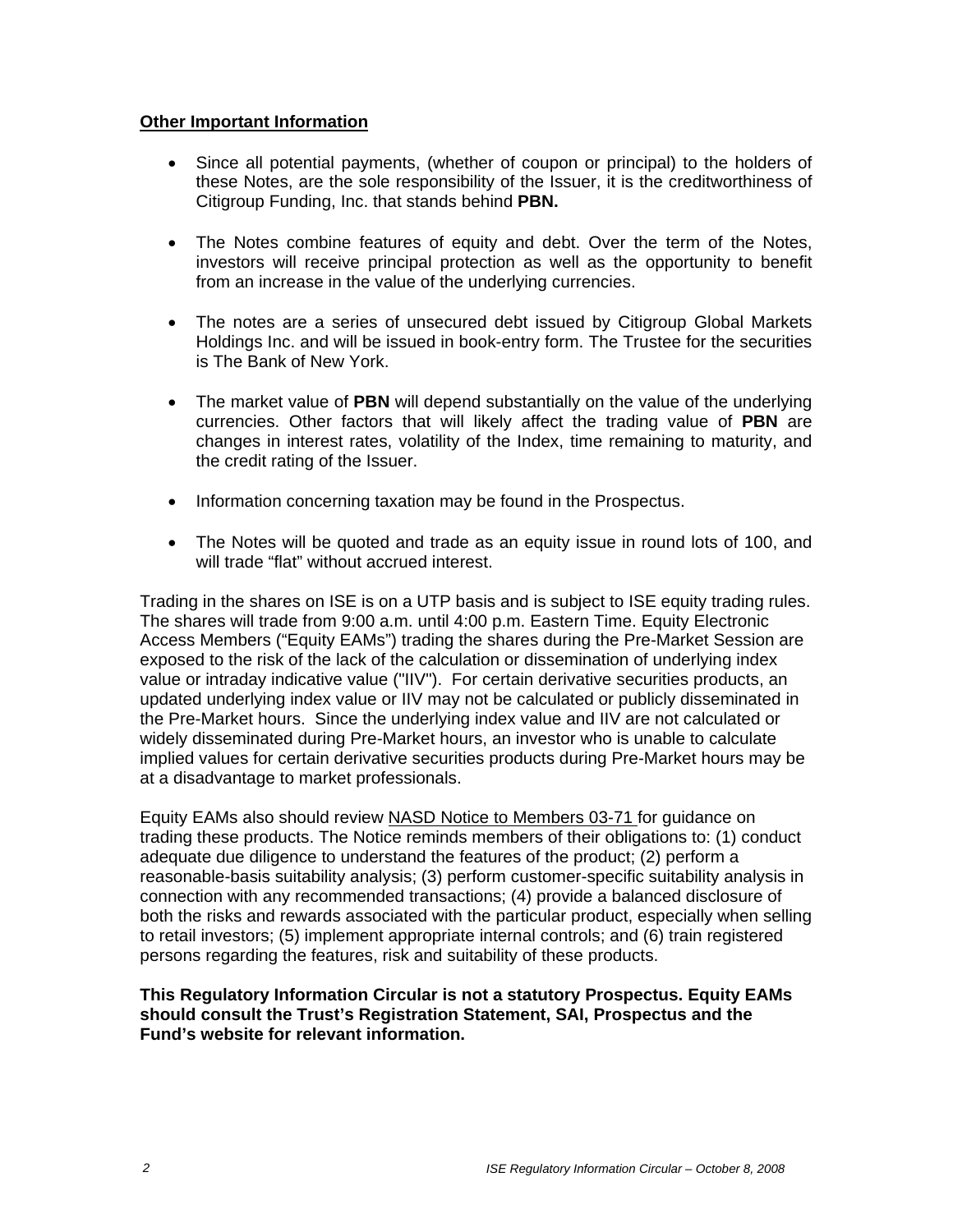**Other Important Information**

- Since all potential payments, (whether of coupon or principal) to the holders of these Notes, are the sole responsibility of the Issuer, it is the creditworthiness of Citigroup Funding, Inc. that stands behind **PBN.**
- The Notes combine features of equity and debt. Over the term of the Notes, investors will receive principal protection as well as the opportunity to benefit from an increase in the value of the underlying currencies.
- The notes are a series of unsecured debt issued by Citigroup Global Markets Holdings Inc. and will be issued in book-entry form. The Trustee for the securities is The Bank of New York.
- The market value of **PBN** will depend substantially on the value of the underlying currencies. Other factors that will likely affect the trading value of **PBN** are changes in interest rates, volatility of the Index, time remaining to maturity, and the credit rating of the Issuer.
- Information concerning taxation may be found in the Prospectus.
- The Notes will be quoted and trade as an equity issue in round lots of 100, and will trade "flat" without accrued interest.

Trading in the shares on ISE is on a UTP basis and is subject to ISE equity trading rules. The shares will trade from 9:00 a.m. until 4:00 p.m. Eastern Time. Equity Electronic Access Members ("Equity EAMs") trading the shares during the Pre-Market Session are exposed to the risk of the lack of the calculation or dissemination of underlying index value or intraday indicative value ("IIV"). For certain derivative securities products, an updated underlying index value or IIV may not be calculated or publicly disseminated in the Pre-Market hours. Since the underlying index value and IIV are not calculated or widely disseminated during Pre-Market hours, an investor who is unable to calculate implied values for certain derivative securities products during Pre-Market hours may be at a disadvantage to market professionals.

Equity EAMs also should review NASD Notice to Members 03-71 for guidance on trading these products. The Notice reminds members of their obligations to: (1) conduct adequate due diligence to understand the features of the product; (2) perform a reasonable-basis suitability analysis; (3) perform customer-specific suitability analysis in connection with any recommended transactions; (4) provide a balanced disclosure of both the risks and rewards associated with the particular product, especially when selling to retail investors; (5) implement appropriate internal controls; and (6) train registered persons regarding the features, risk and suitability of these products.

**This Regulatory Information Circular is not a statutory Prospectus. Equity EAMs should consult the Trust's Registration Statement, SAI, Prospectus and the Fund's website for relevant information.**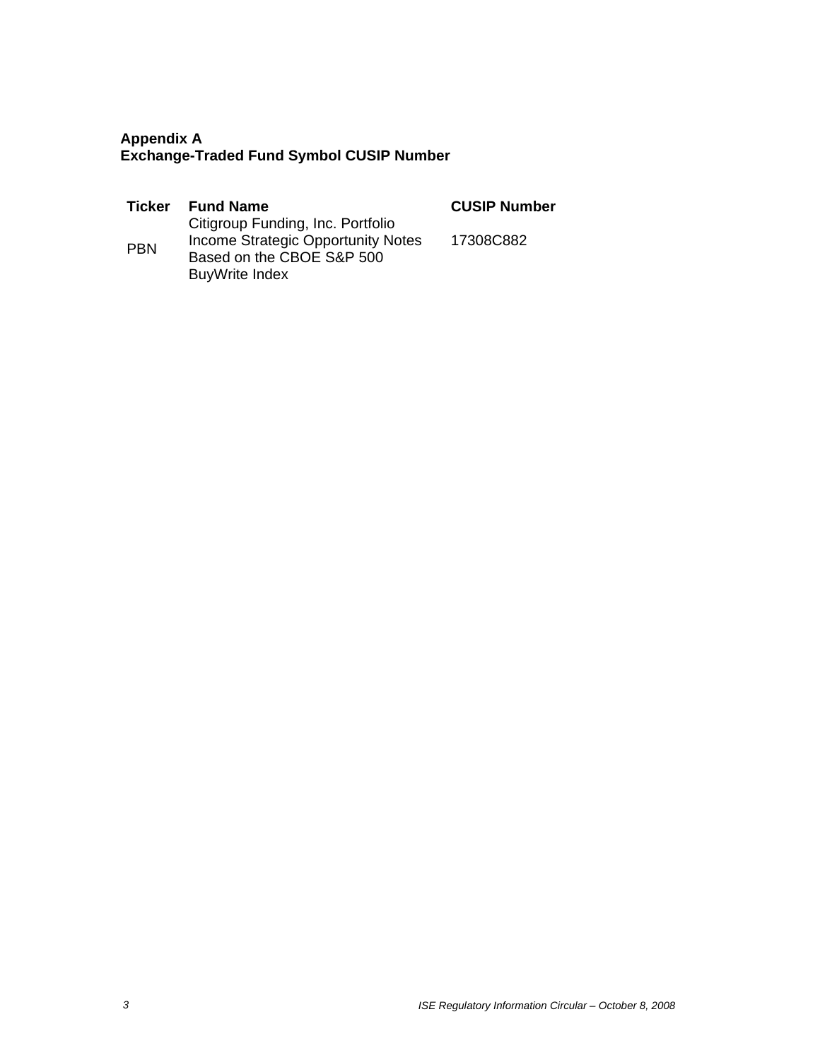**Appendix A**
**Exchange-Traded Fund Symbol CUSIP Number**

| Ticker | Fund Name | CUSIP Number |
|---|---|---|
| PBN | Citigroup Funding, Inc. Portfolio Income Strategic Opportunity Notes Based on the CBOE S&P 500 BuyWrite Index | 17308C882 |